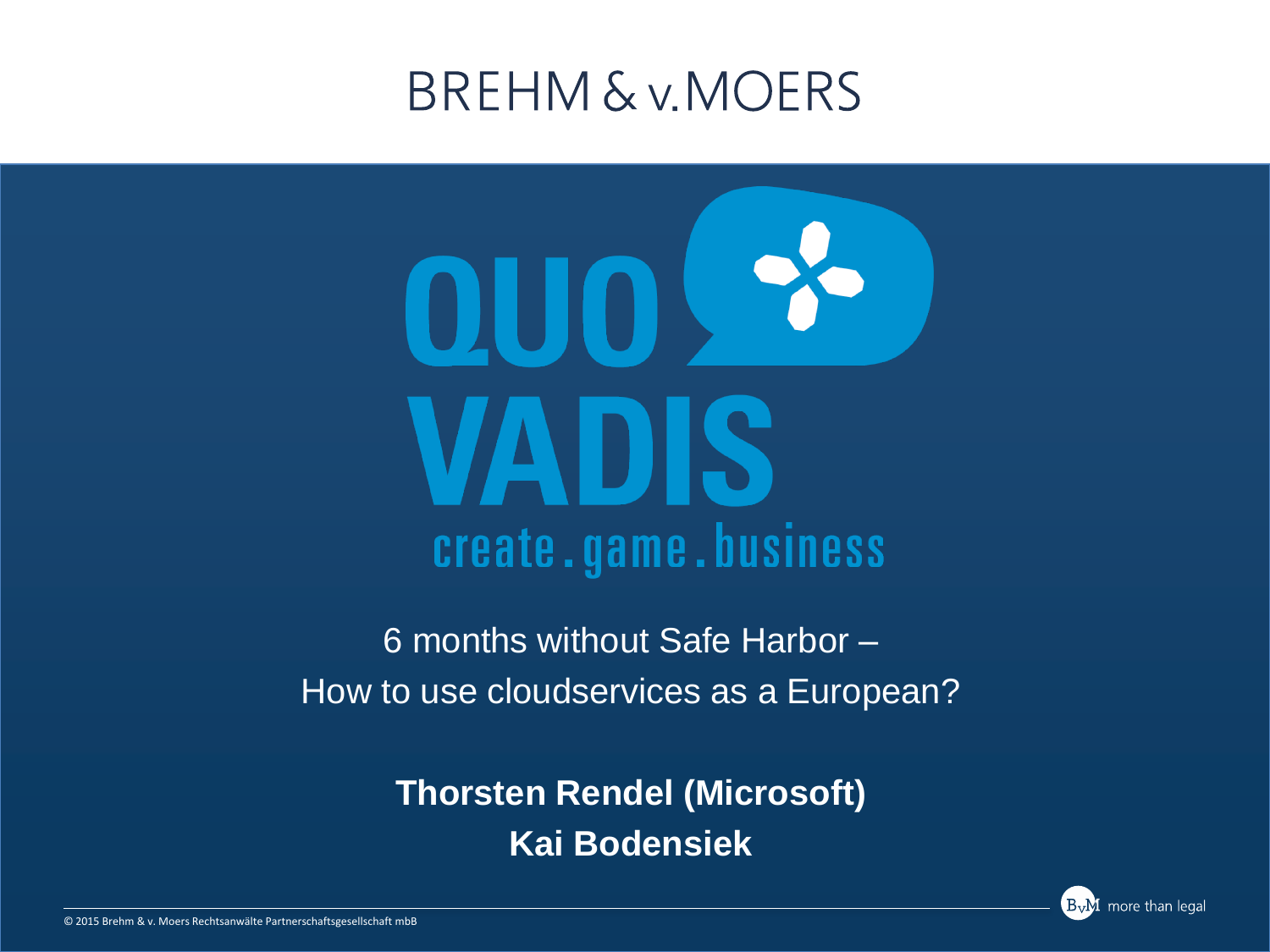BREHM & v. MOERS

# QUO VADIS

create.game.business

6 months without Safe Harbor –
How to use cloudservices as a European?

**Thorsten Rendel (Microsoft)**
**Kai Bodensiek**

BvM more than legal

© 2015 Brehm & v. Moers Rechtsanwälte Partnerschaftsgesellschaft mbB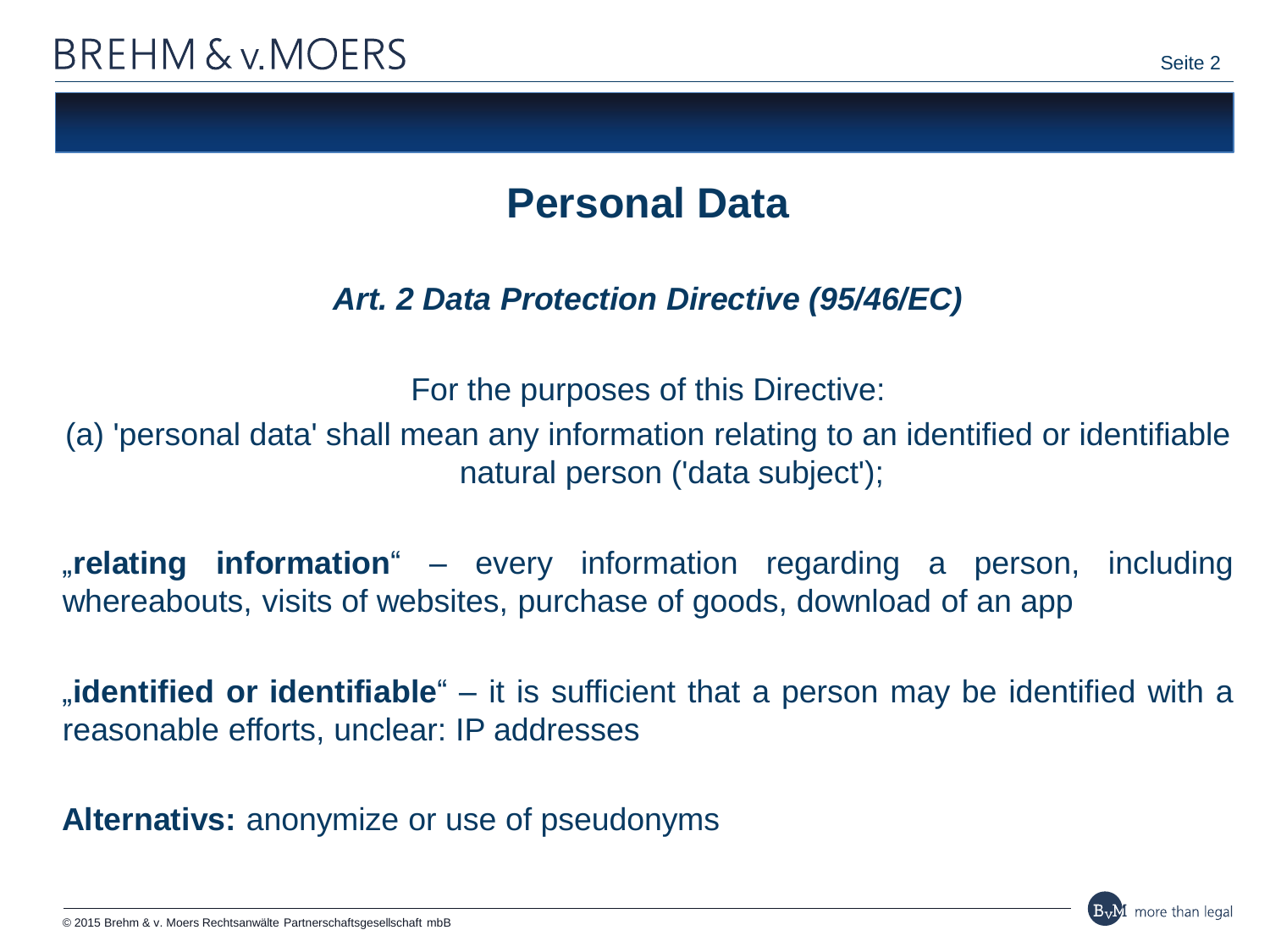# Personal Data

***Art. 2 Data Protection Directive (95/46/EC)***

For the purposes of this Directive:

(a) 'personal data' shall mean any information relating to an identified or identifiable natural person ('data subject');

„**relating information**" – every information regarding a person, including whereabouts, visits of websites, purchase of goods, download of an app

„**identified or identifiable**" – it is sufficient that a person may be identified with a reasonable efforts, unclear: IP addresses

**Alternativs:** anonymize or use of pseudonyms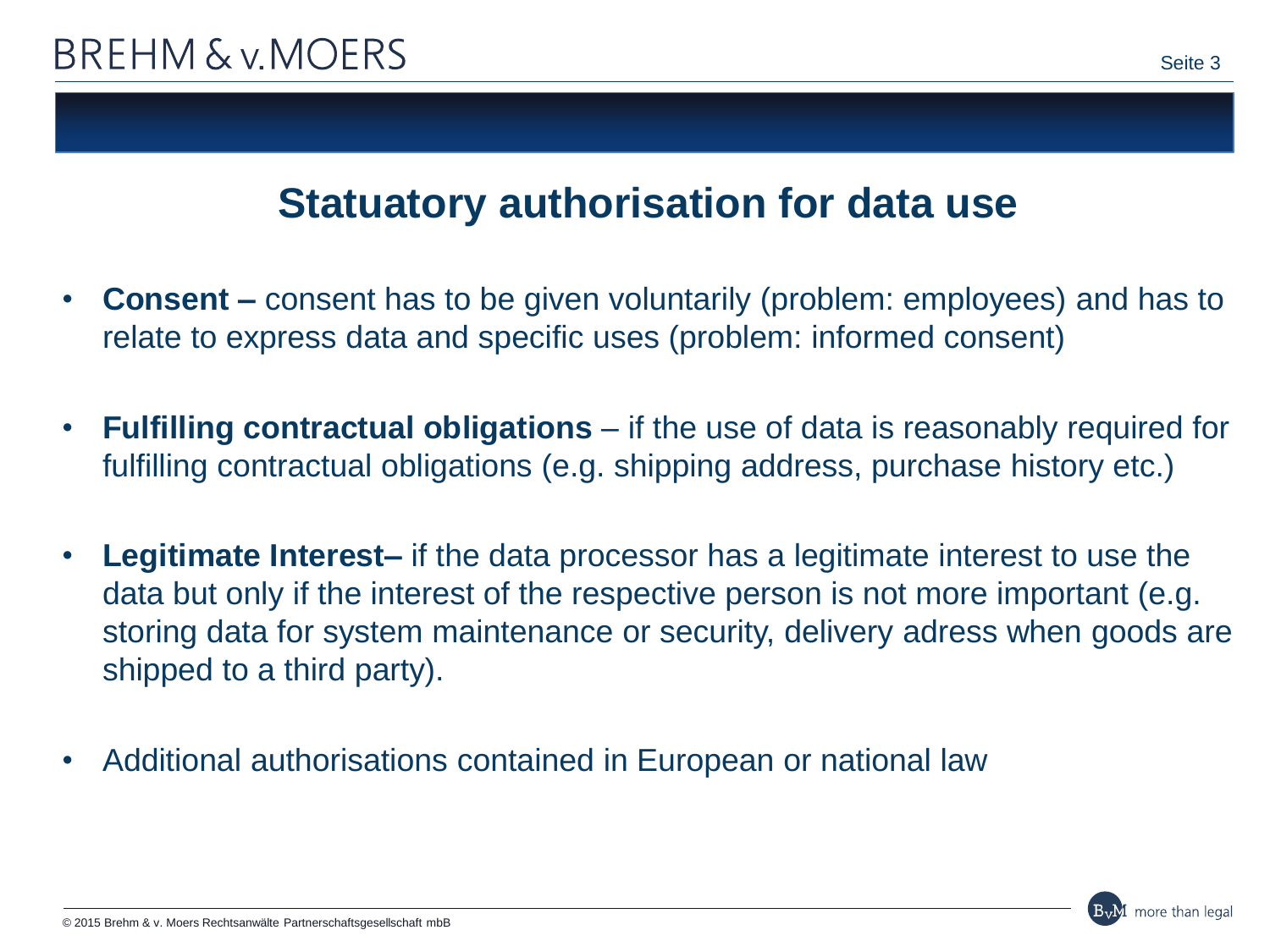# Statuatory authorisation for data use

- **Consent –** consent has to be given voluntarily (problem: employees) and has to relate to express data and specific uses (problem: informed consent)
- **Fulfilling contractual obligations** – if the use of data is reasonably required for fulfilling contractual obligations (e.g. shipping address, purchase history etc.)
- **Legitimate Interest–** if the data processor has a legitimate interest to use the data but only if the interest of the respective person is not more important (e.g. storing data for system maintenance or security, delivery adress when goods are shipped to a third party).
- Additional authorisations contained in European or national law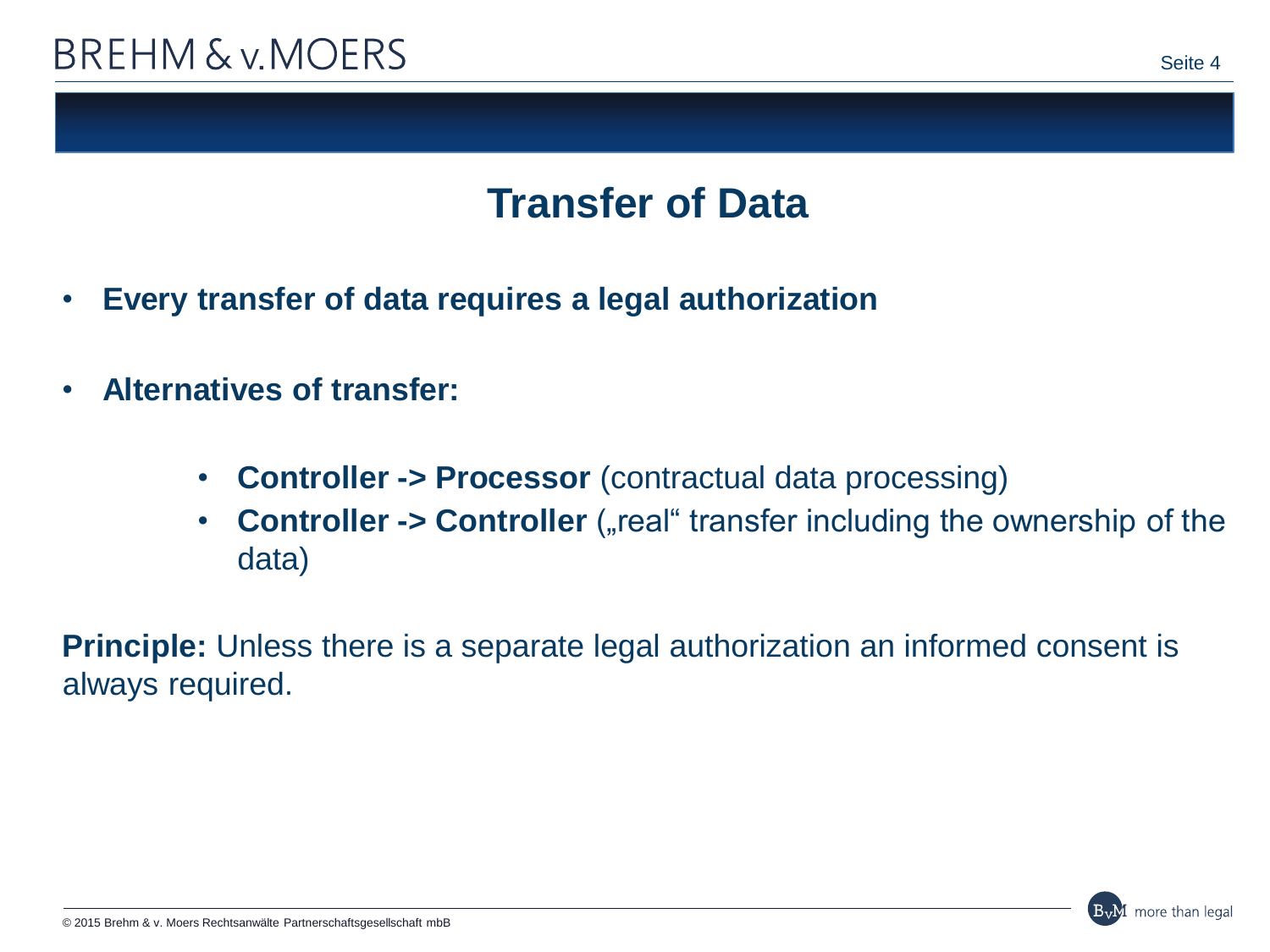# Transfer of Data

- **Every transfer of data requires a legal authorization**
- **Alternatives of transfer:**
  - **Controller -> Processor** (contractual data processing)
  - **Controller -> Controller** („real" transfer including the ownership of the data)

**Principle:** Unless there is a separate legal authorization an informed consent is always required.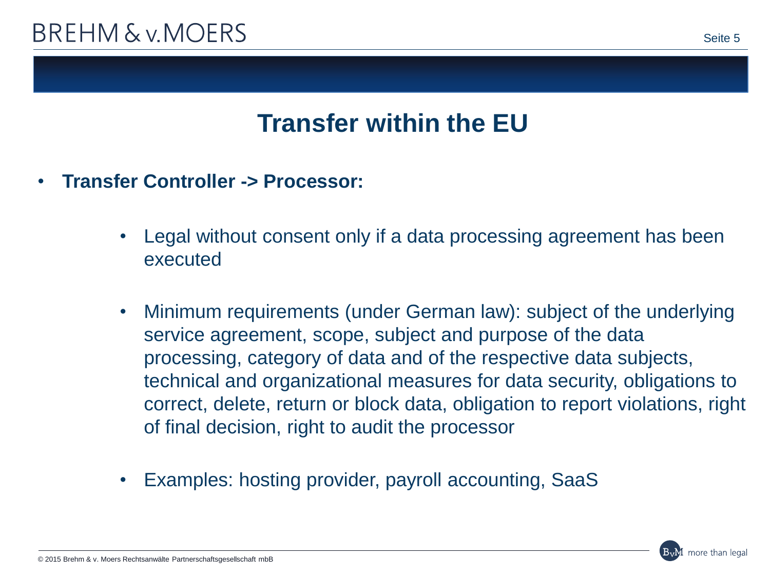# Transfer within the EU

- **Transfer Controller -> Processor:**
  - Legal without consent only if a data processing agreement has been executed
  - Minimum requirements (under German law): subject of the underlying service agreement, scope, subject and purpose of the data processing, category of data and of the respective data subjects, technical and organizational measures for data security, obligations to correct, delete, return or block data, obligation to report violations, right of final decision, right to audit the processor
  - Examples: hosting provider, payroll accounting, SaaS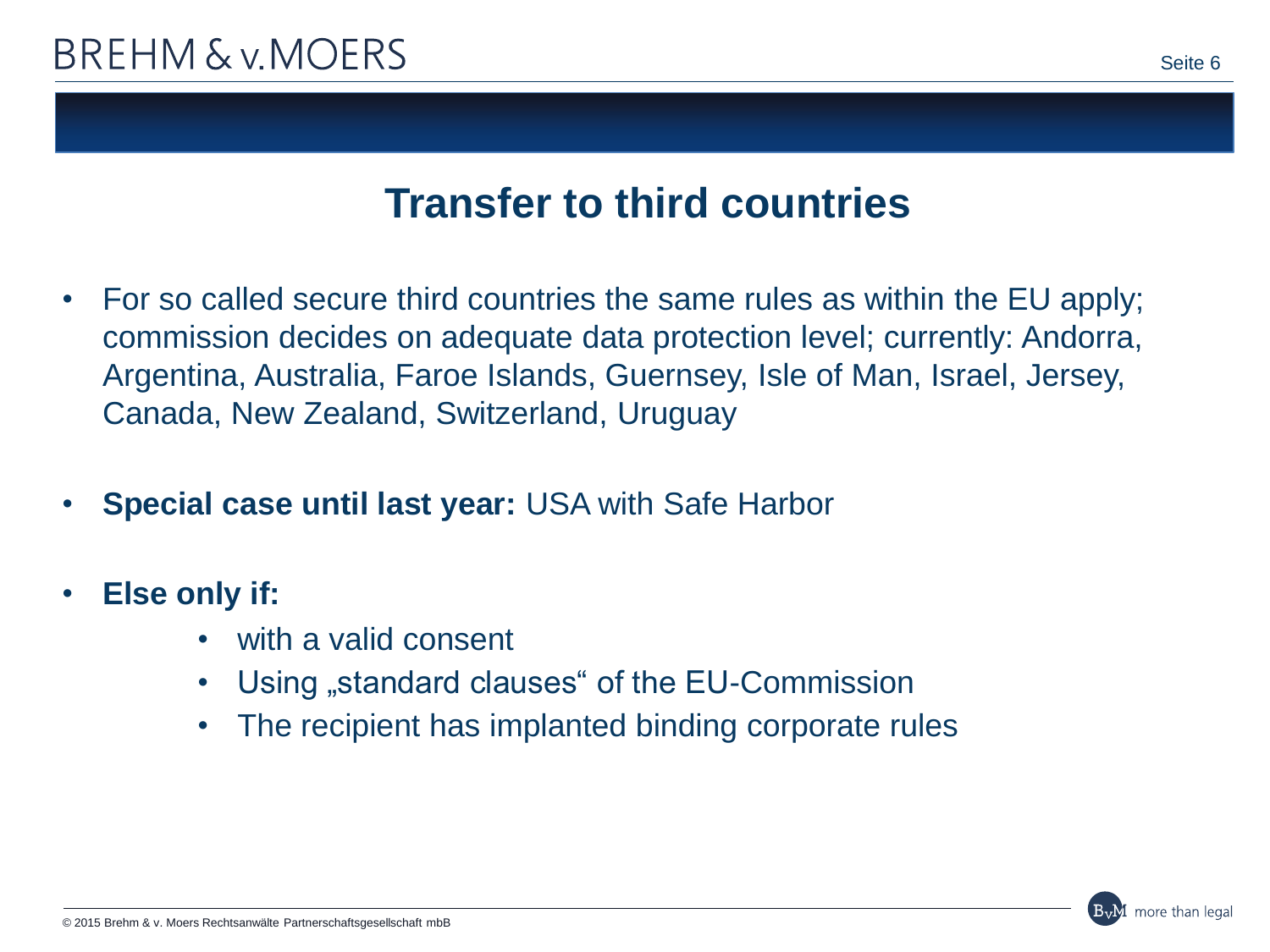# Transfer to third countries

- For so called secure third countries the same rules as within the EU apply; commission decides on adequate data protection level; currently: Andorra, Argentina, Australia, Faroe Islands, Guernsey, Isle of Man, Israel, Jersey, Canada, New Zealand, Switzerland, Uruguay

- **Special case until last year:** USA with Safe Harbor

- **Else only if:**
  - with a valid consent
  - Using „standard clauses" of the EU-Commission
  - The recipient has implanted binding corporate rules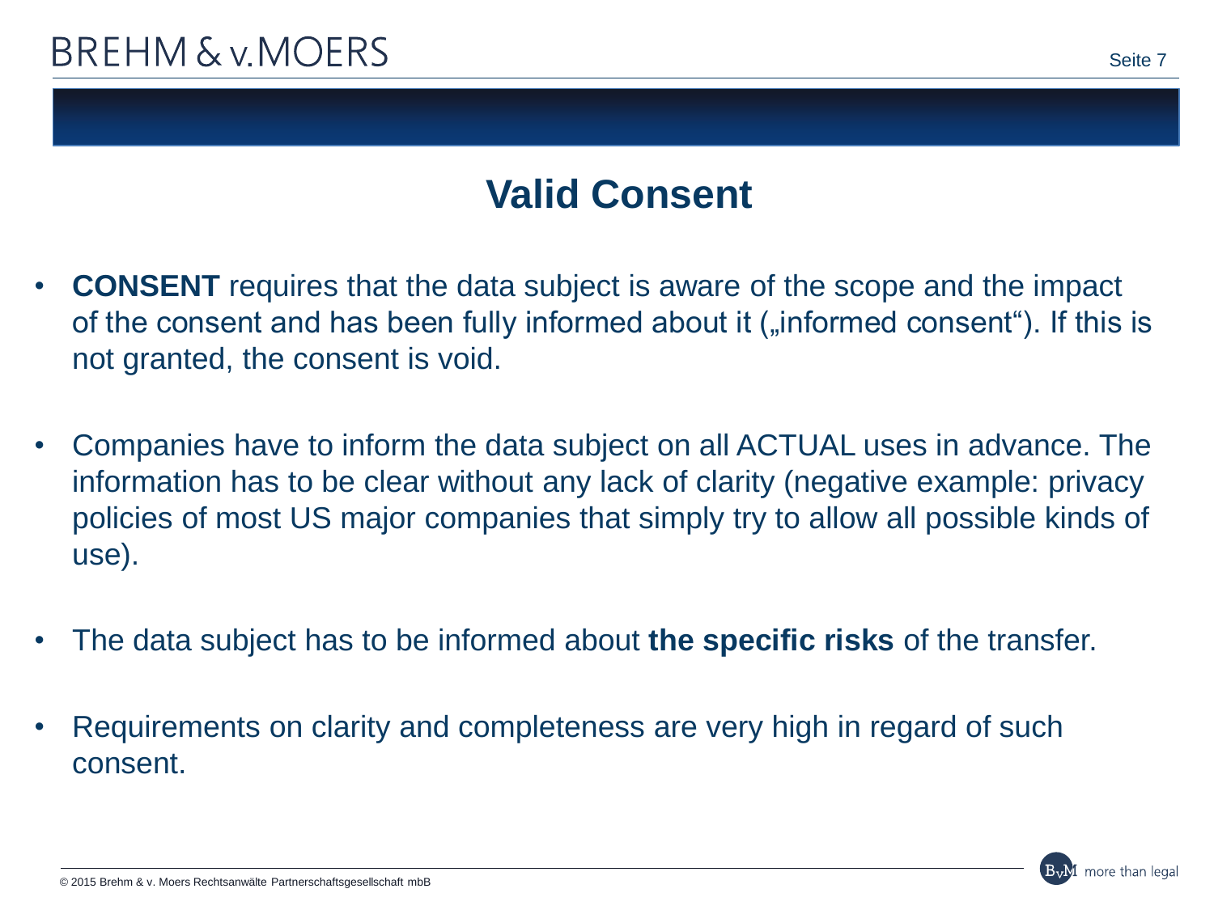# Valid Consent

- **CONSENT** requires that the data subject is aware of the scope and the impact of the consent and has been fully informed about it („informed consent"). If this is not granted, the consent is void.
- Companies have to inform the data subject on all ACTUAL uses in advance. The information has to be clear without any lack of clarity (negative example: privacy policies of most US major companies that simply try to allow all possible kinds of use).
- The data subject has to be informed about **the specific risks** of the transfer.
- Requirements on clarity and completeness are very high in regard of such consent.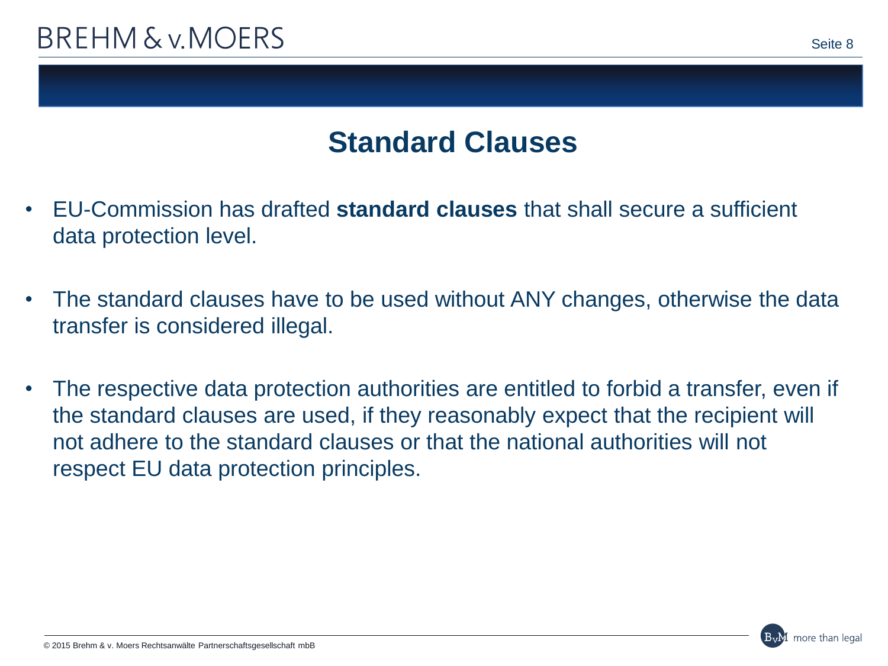# Standard Clauses

- EU-Commission has drafted **standard clauses** that shall secure a sufficient data protection level.

- The standard clauses have to be used without ANY changes, otherwise the data transfer is considered illegal.

- The respective data protection authorities are entitled to forbid a transfer, even if the standard clauses are used, if they reasonably expect that the recipient will not adhere to the standard clauses or that the national authorities will not respect EU data protection principles.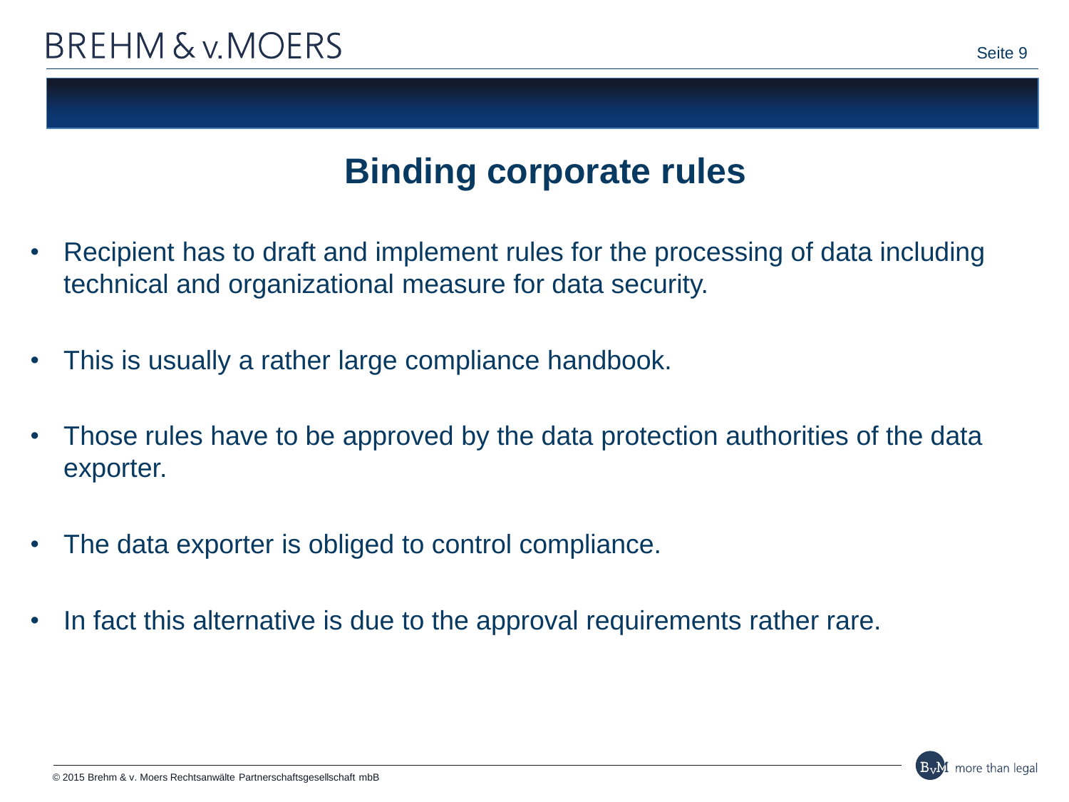# Binding corporate rules

- Recipient has to draft and implement rules for the processing of data including technical and organizational measure for data security.
- This is usually a rather large compliance handbook.
- Those rules have to be approved by the data protection authorities of the data exporter.
- The data exporter is obliged to control compliance.
- In fact this alternative is due to the approval requirements rather rare.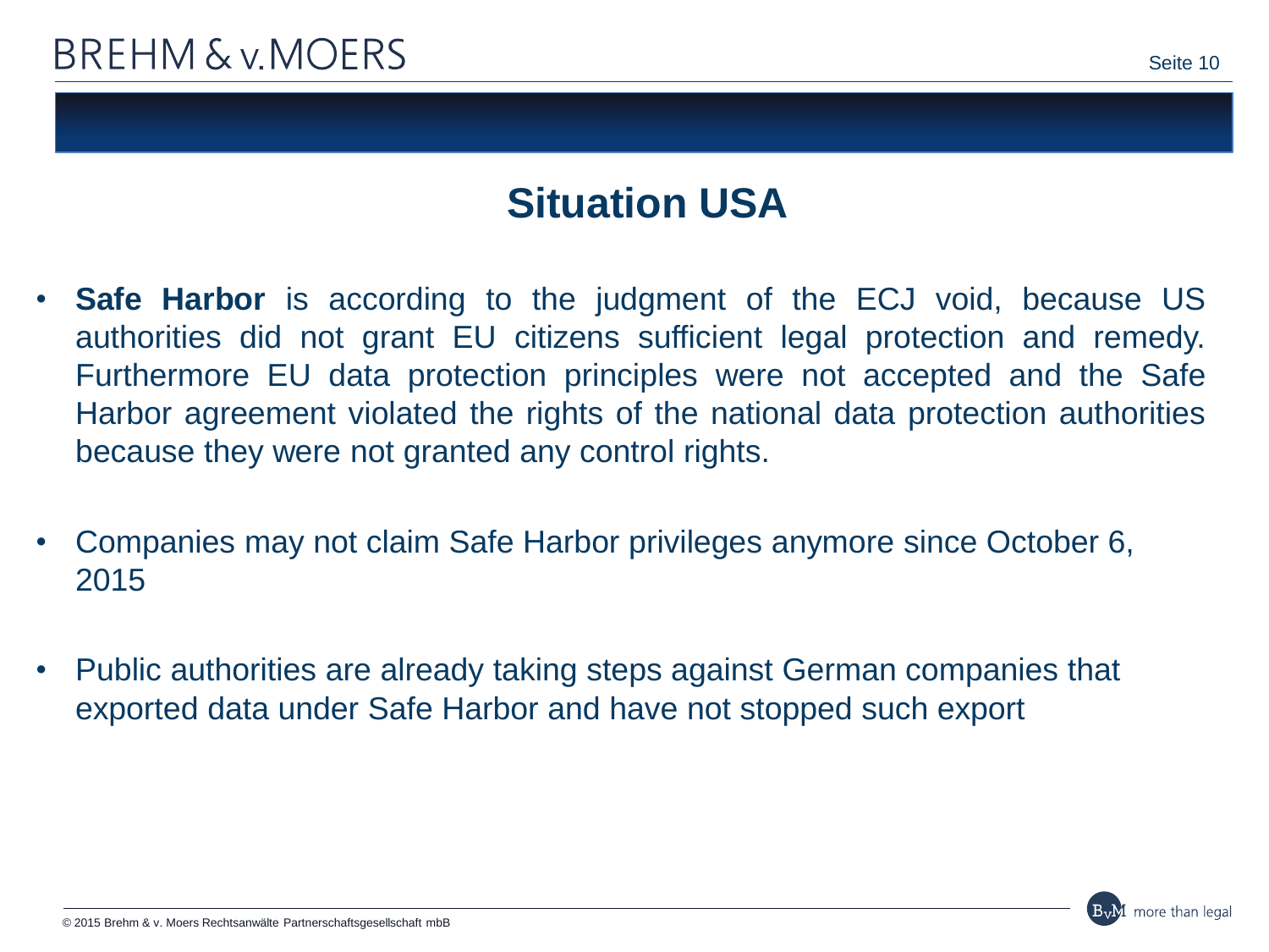# Situation USA

- **Safe Harbor** is according to the judgment of the ECJ void, because US authorities did not grant EU citizens sufficient legal protection and remedy. Furthermore EU data protection principles were not accepted and the Safe Harbor agreement violated the rights of the national data protection authorities because they were not granted any control rights.

- Companies may not claim Safe Harbor privileges anymore since October 6, 2015

- Public authorities are already taking steps against German companies that exported data under Safe Harbor and have not stopped such export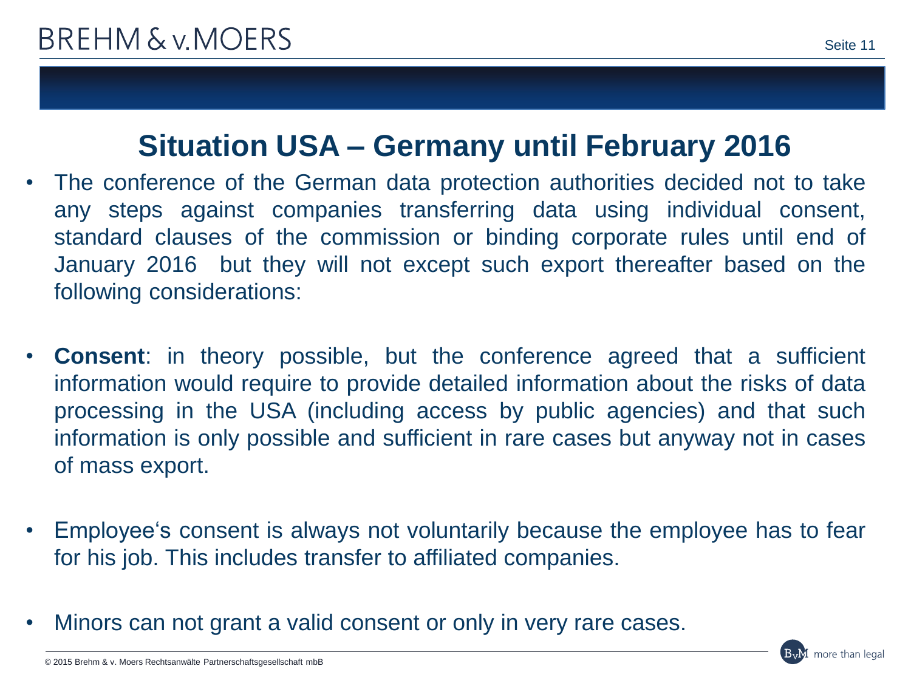## Situation USA – Germany until February 2016

- The conference of the German data protection authorities decided not to take any steps against companies transferring data using individual consent, standard clauses of the commission or binding corporate rules until end of January 2016 but they will not except such export thereafter based on the following considerations:

- **Consent**: in theory possible, but the conference agreed that a sufficient information would require to provide detailed information about the risks of data processing in the USA (including access by public agencies) and that such information is only possible and sufficient in rare cases but anyway not in cases of mass export.

- Employee‘s consent is always not voluntarily because the employee has to fear for his job. This includes transfer to affiliated companies.

- Minors can not grant a valid consent or only in very rare cases.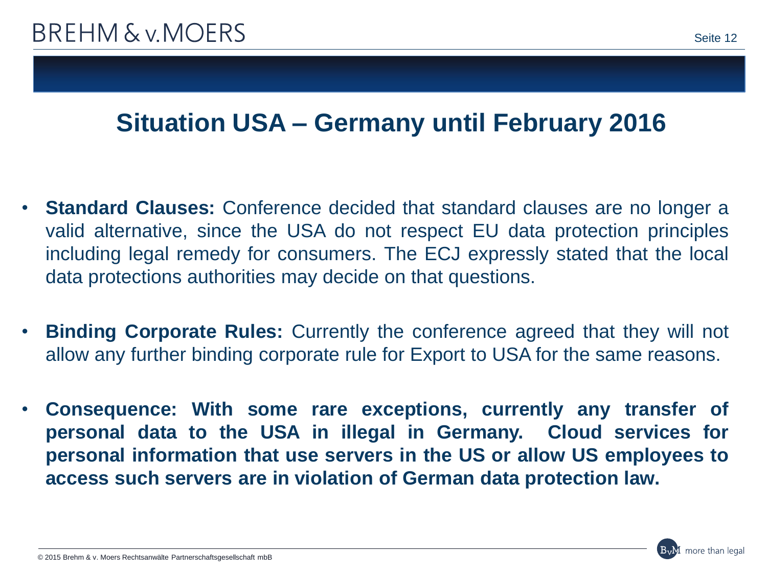# Situation USA – Germany until February 2016

- **Standard Clauses:** Conference decided that standard clauses are no longer a valid alternative, since the USA do not respect EU data protection principles including legal remedy for consumers. The ECJ expressly stated that the local data protections authorities may decide on that questions.

- **Binding Corporate Rules:** Currently the conference agreed that they will not allow any further binding corporate rule for Export to USA for the same reasons.

- **Consequence: With some rare exceptions, currently any transfer of personal data to the USA in illegal in Germany. Cloud services for personal information that use servers in the US or allow US employees to access such servers are in violation of German data protection law.**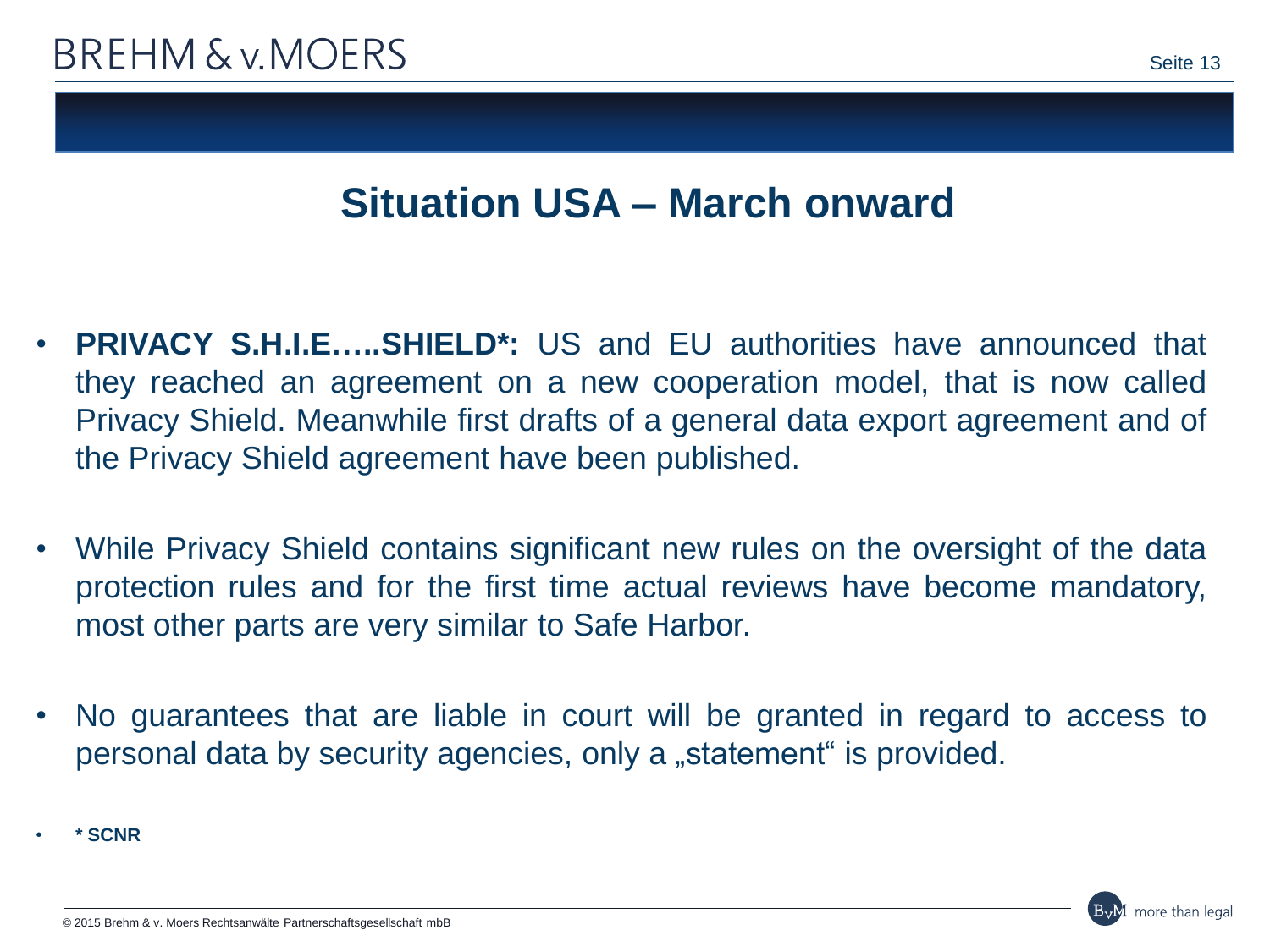# Situation USA – March onward

- **PRIVACY S.H.I.E…..SHIELD*:** US and EU authorities have announced that they reached an agreement on a new cooperation model, that is now called Privacy Shield. Meanwhile first drafts of a general data export agreement and of the Privacy Shield agreement have been published.

- While Privacy Shield contains significant new rules on the oversight of the data protection rules and for the first time actual reviews have become mandatory, most other parts are very similar to Safe Harbor.

- No guarantees that are liable in court will be granted in regard to access to personal data by security agencies, only a „statement“ is provided.

- **\* SCNR**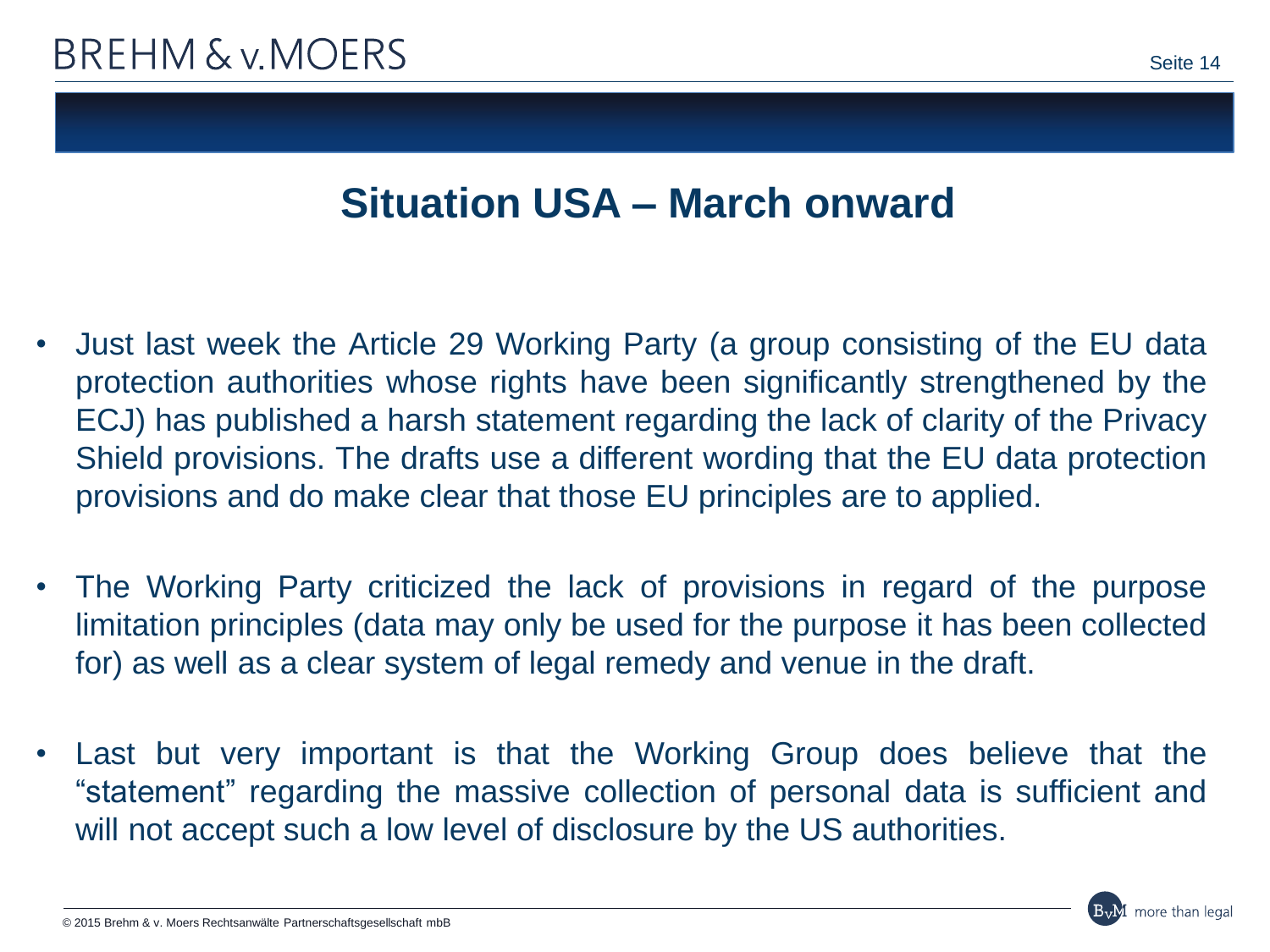# Situation USA – March onward

- Just last week the Article 29 Working Party (a group consisting of the EU data protection authorities whose rights have been significantly strengthened by the ECJ) has published a harsh statement regarding the lack of clarity of the Privacy Shield provisions. The drafts use a different wording that the EU data protection provisions and do make clear that those EU principles are to applied.
- The Working Party criticized the lack of provisions in regard of the purpose limitation principles (data may only be used for the purpose it has been collected for) as well as a clear system of legal remedy and venue in the draft.
- Last but very important is that the Working Group does believe that the "statement" regarding the massive collection of personal data is sufficient and will not accept such a low level of disclosure by the US authorities.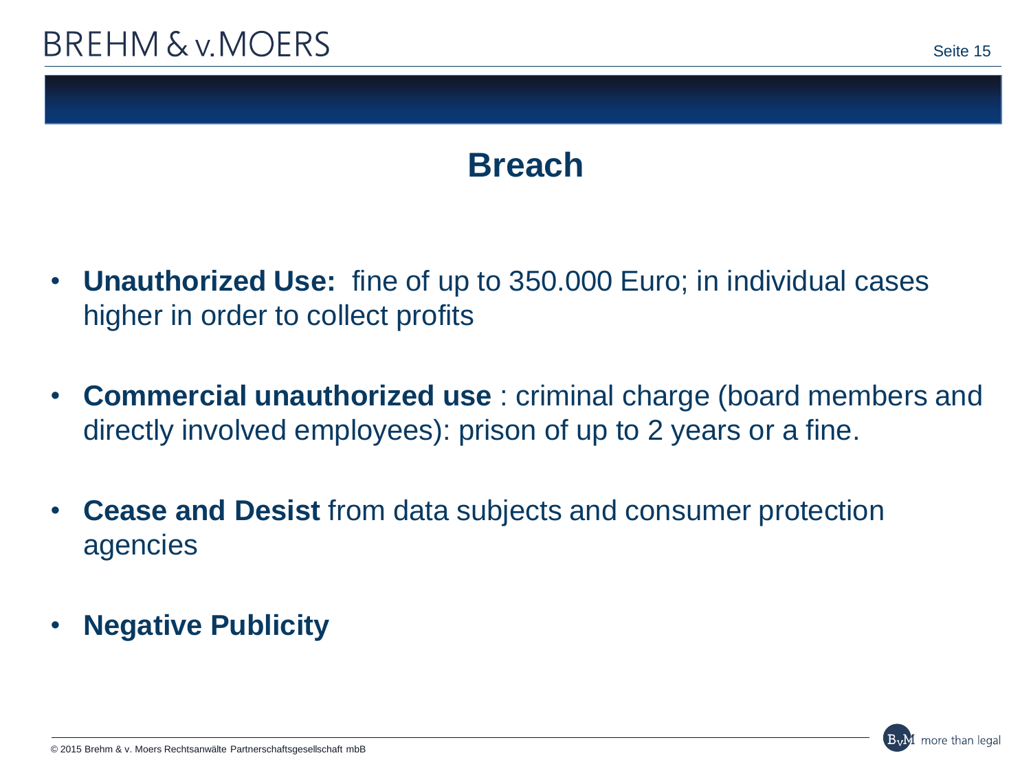# Breach

- **Unauthorized Use:** fine of up to 350.000 Euro; in individual cases higher in order to collect profits
- **Commercial unauthorized use** : criminal charge (board members and directly involved employees): prison of up to 2 years or a fine.
- **Cease and Desist** from data subjects and consumer protection agencies
- **Negative Publicity**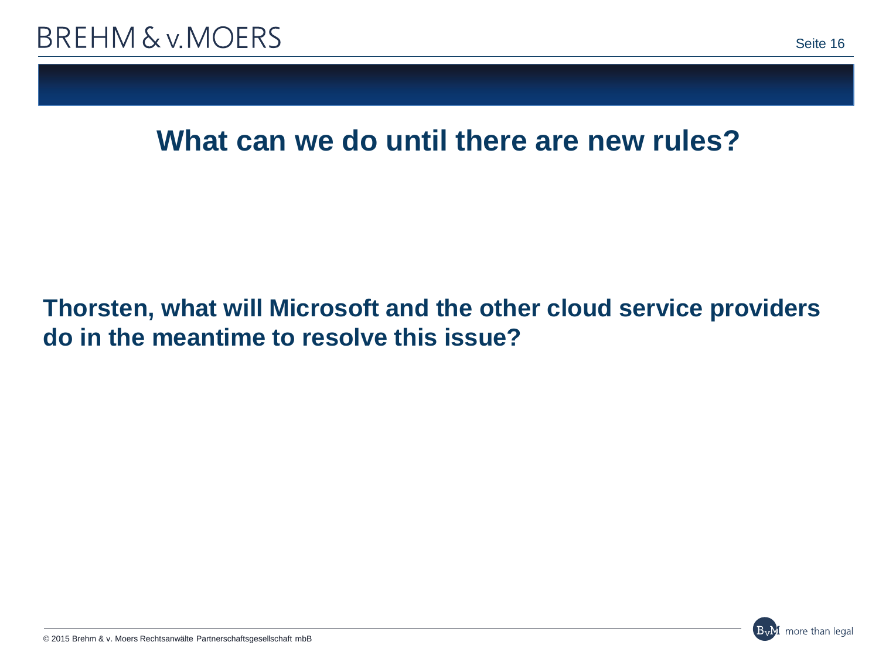# What can we do until there are new rules?

**Thorsten, what will Microsoft and the other cloud service providers do in the meantime to resolve this issue?**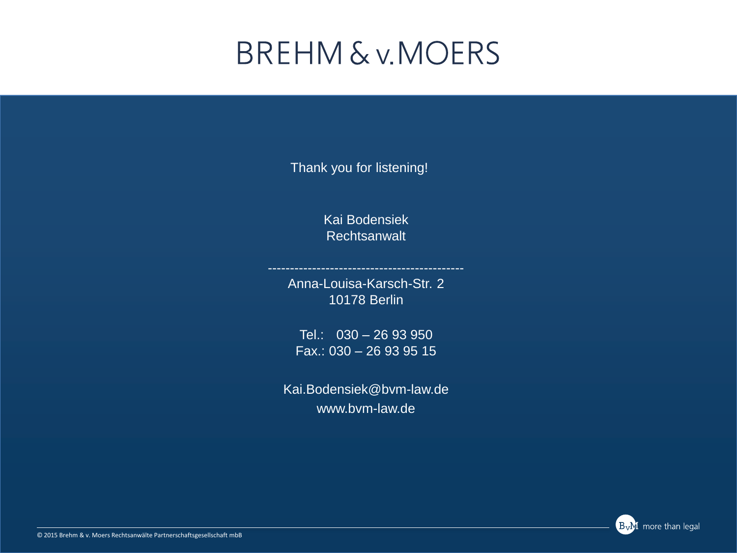# BREHM & v.MOERS

Thank you for listening!

Kai Bodensiek
Rechtsanwalt

-------------------------------------------

Anna-Louisa-Karsch-Str. 2
10178 Berlin

Tel.: 030 – 26 93 950
Fax.: 030 – 26 93 95 15

Kai.Bodensiek@bvm-law.de
www.bvm-law.de

BvM more than legal

© 2015 Brehm & v. Moers Rechtsanwälte Partnerschaftsgesellschaft mbB